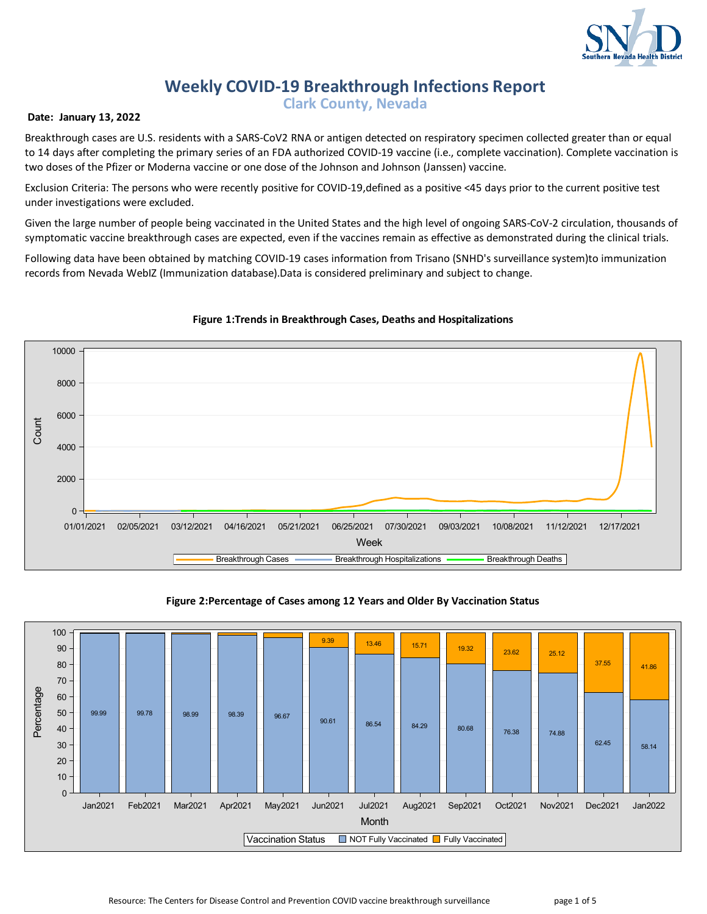# Weekly COVID-19 Breakthrough Infections Report

## Clark County, Nevada

**Date: January 13, 2022**

Breakthrough cases are U.S. residents with a SARS-CoV2 RNA or antigen detected on respiratory specimen collected greater than or equal to 14 days after completing the primary series of an FDA authorized COVID-19 vaccine (i.e., complete vaccination). Complete vaccination is two doses of the Pfizer or Moderna vaccine or one dose of the Johnson and Johnson (Janssen) vaccine.

Exclusion Criteria: The persons who were recently positive for COVID-19,defined as a positive <45 days prior to the current positive test under investigations were excluded.

Given the large number of people being vaccinated in the United States and the high level of ongoing SARS-CoV-2 circulation, thousands of symptomatic vaccine breakthrough cases are expected, even if the vaccines remain as effective as demonstrated during the clinical trials.

Following data have been obtained by matching COVID-19 cases information from Trisano (SNHD's surveillance system)to immunization records from Nevada WebIZ (Immunization database).Data is considered preliminary and subject to change.

**Figure 1:Trends in Breakthrough Cases, Deaths and Hospitalizations**

**Figure 2:Percentage of Cases among 12 Years and Older By Vaccination Status**

| Month | NOT Fully Vaccinated | Fully Vaccinated |
|---|---|---|
| Jan2021 | 99.99 | |
| Feb2021 | 99.78 | |
| Mar2021 | 98.99 | |
| Apr2021 | 98.39 | |
| May2021 | 96.67 | |
| Jun2021 | 90.61 | 9.39 |
| Jul2021 | 86.54 | 13.46 |
| Aug2021 | 84.29 | 15.71 |
| Sep2021 | 80.68 | 19.32 |
| Oct2021 | 76.38 | 23.62 |
| Nov2021 | 74.88 | 25.12 |
| Dec2021 | 62.45 | 37.55 |
| Jan2022 | 58.14 | 41.86 |

Resource: The Centers for Disease Control and Prevention COVID vaccine breakthrough surveillance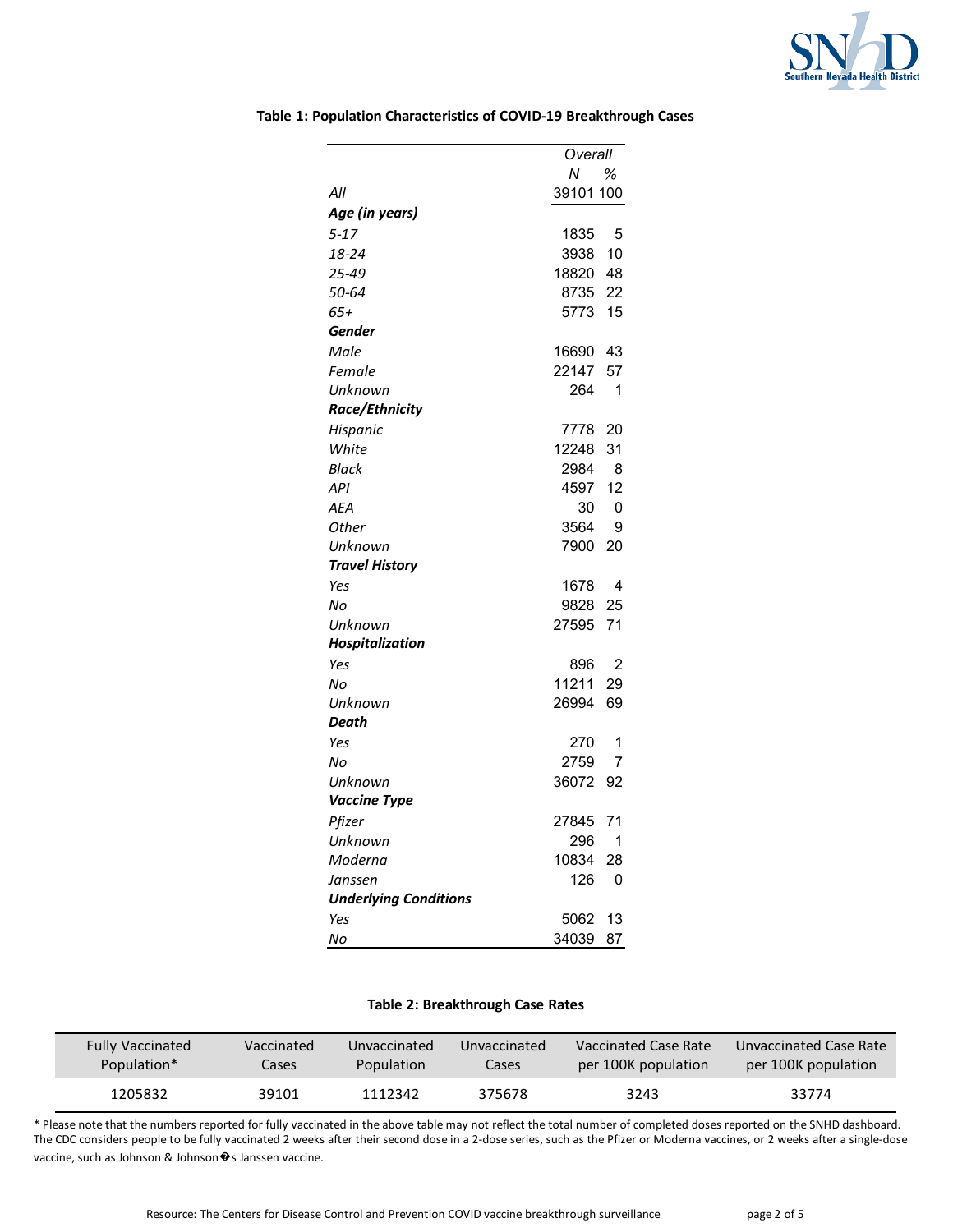**Table 1: Population Characteristics of COVID-19 Breakthrough Cases**

| | Overall | |
|---|---|---|
| | *N* | *%* |
| *All* | 39101 | 100 |
| ***Age (in years)*** | | |
| *5-17* | 1835 | 5 |
| *18-24* | 3938 | 10 |
| *25-49* | 18820 | 48 |
| *50-64* | 8735 | 22 |
| *65+* | 5773 | 15 |
| ***Gender*** | | |
| *Male* | 16690 | 43 |
| *Female* | 22147 | 57 |
| *Unknown* | 264 | 1 |
| ***Race/Ethnicity*** | | |
| *Hispanic* | 7778 | 20 |
| *White* | 12248 | 31 |
| *Black* | 2984 | 8 |
| *API* | 4597 | 12 |
| *AEA* | 30 | 0 |
| *Other* | 3564 | 9 |
| *Unknown* | 7900 | 20 |
| ***Travel History*** | | |
| *Yes* | 1678 | 4 |
| *No* | 9828 | 25 |
| *Unknown* | 27595 | 71 |
| ***Hospitalization*** | | |
| *Yes* | 896 | 2 |
| *No* | 11211 | 29 |
| *Unknown* | 26994 | 69 |
| ***Death*** | | |
| *Yes* | 270 | 1 |
| *No* | 2759 | 7 |
| *Unknown* | 36072 | 92 |
| ***Vaccine Type*** | | |
| *Pfizer* | 27845 | 71 |
| *Unknown* | 296 | 1 |
| *Moderna* | 10834 | 28 |
| *Janssen* | 126 | 0 |
| ***Underlying Conditions*** | | |
| *Yes* | 5062 | 13 |
| *No* | 34039 | 87 |

**Table 2: Breakthrough Case Rates**

| Fully Vaccinated Population* | Vaccinated Cases | Unvaccinated Population | Unvaccinated Cases | Vaccinated Case Rate per 100K population | Unvaccinated Case Rate per 100K population |
|---|---|---|---|---|---|
| 1205832 | 39101 | 1112342 | 375678 | 3243 | 33774 |

* Please note that the numbers reported for fully vaccinated in the above table may not reflect the total number of completed doses reported on the SNHD dashboard. The CDC considers people to be fully vaccinated 2 weeks after their second dose in a 2-dose series, such as the Pfizer or Moderna vaccines, or 2 weeks after a single-dose vaccine, such as Johnson & Johnson�s Janssen vaccine.

Resource: The Centers for Disease Control and Prevention COVID vaccine breakthrough surveillance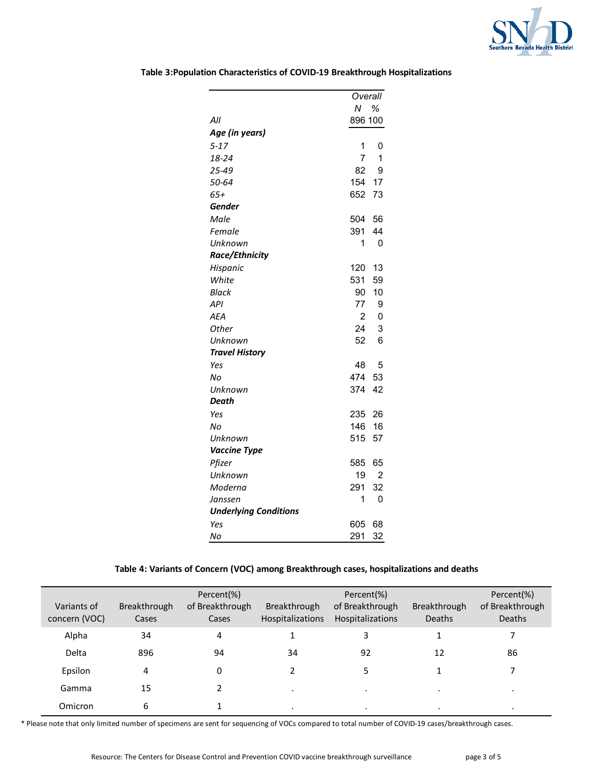**Table 3:Population Characteristics of COVID-19 Breakthrough Hospitalizations**

| | *Overall* | |
|---|---|---|
| | *N* | *%* |
| *All* | 896 | 100 |
| ***Age (in years)*** | | |
| *5-17* | 1 | 0 |
| *18-24* | 7 | 1 |
| *25-49* | 82 | 9 |
| *50-64* | 154 | 17 |
| *65+* | 652 | 73 |
| ***Gender*** | | |
| *Male* | 504 | 56 |
| *Female* | 391 | 44 |
| *Unknown* | 1 | 0 |
| ***Race/Ethnicity*** | | |
| *Hispanic* | 120 | 13 |
| *White* | 531 | 59 |
| *Black* | 90 | 10 |
| *API* | 77 | 9 |
| *AEA* | 2 | 0 |
| *Other* | 24 | 3 |
| *Unknown* | 52 | 6 |
| ***Travel History*** | | |
| *Yes* | 48 | 5 |
| *No* | 474 | 53 |
| *Unknown* | 374 | 42 |
| ***Death*** | | |
| *Yes* | 235 | 26 |
| *No* | 146 | 16 |
| *Unknown* | 515 | 57 |
| ***Vaccine Type*** | | |
| *Pfizer* | 585 | 65 |
| *Unknown* | 19 | 2 |
| *Moderna* | 291 | 32 |
| *Janssen* | 1 | 0 |
| ***Underlying Conditions*** | | |
| *Yes* | 605 | 68 |
| *No* | 291 | 32 |

**Table 4: Variants of Concern (VOC) among Breakthrough cases, hospitalizations and deaths**

| Variants of concern (VOC) | Breakthrough Cases | Percent(%) of Breakthrough Cases | Breakthrough Hospitalizations | Percent(%) of Breakthrough Hospitalizations | Breakthrough Deaths | Percent(%) of Breakthrough Deaths |
|---|---|---|---|---|---|---|
| Alpha | 34 | 4 | 1 | 3 | 1 | 7 |
| Delta | 896 | 94 | 34 | 92 | 12 | 86 |
| Epsilon | 4 | 0 | 2 | 5 | 1 | 7 |
| Gamma | 15 | 2 | . | . | . | . |
| Omicron | 6 | 1 | . | . | . | . |

* Please note that only limited number of specimens are sent for sequencing of VOCs compared to total number of COVID-19 cases/breakthrough cases.

Resource: The Centers for Disease Control and Prevention COVID vaccine breakthrough surveillance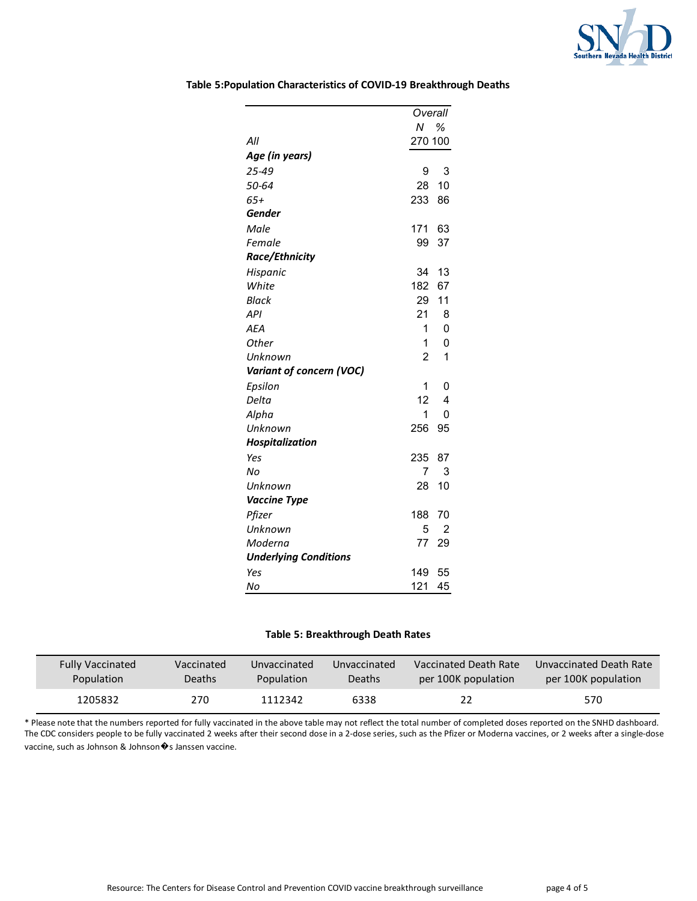**Table 5:Population Characteristics of COVID-19 Breakthrough Deaths**

| | Overall | |
|---|---|---|
| | N | % |
| *All* | 270 | 100 |
| ***Age (in years)*** | | |
| *25-49* | 9 | 3 |
| *50-64* | 28 | 10 |
| *65+* | 233 | 86 |
| ***Gender*** | | |
| *Male* | 171 | 63 |
| *Female* | 99 | 37 |
| ***Race/Ethnicity*** | | |
| *Hispanic* | 34 | 13 |
| *White* | 182 | 67 |
| *Black* | 29 | 11 |
| *API* | 21 | 8 |
| *AEA* | 1 | 0 |
| *Other* | 1 | 0 |
| *Unknown* | 2 | 1 |
| ***Variant of concern (VOC)*** | | |
| *Epsilon* | 1 | 0 |
| *Delta* | 12 | 4 |
| *Alpha* | 1 | 0 |
| *Unknown* | 256 | 95 |
| ***Hospitalization*** | | |
| *Yes* | 235 | 87 |
| *No* | 7 | 3 |
| *Unknown* | 28 | 10 |
| ***Vaccine Type*** | | |
| *Pfizer* | 188 | 70 |
| *Unknown* | 5 | 2 |
| *Moderna* | 77 | 29 |
| ***Underlying Conditions*** | | |
| *Yes* | 149 | 55 |
| *No* | 121 | 45 |

**Table 5: Breakthrough Death Rates**

| Fully Vaccinated Population | Vaccinated Deaths | Unvaccinated Population | Unvaccinated Deaths | Vaccinated Death Rate per 100K population | Unvaccinated Death Rate per 100K population |
|---|---|---|---|---|---|
| 1205832 | 270 | 1112342 | 6338 | 22 | 570 |

* Please note that the numbers reported for fully vaccinated in the above table may not reflect the total number of completed doses reported on the SNHD dashboard. The CDC considers people to be fully vaccinated 2 weeks after their second dose in a 2-dose series, such as the Pfizer or Moderna vaccines, or 2 weeks after a single-dose vaccine, such as Johnson & Johnson�s Janssen vaccine.

Resource: The Centers for Disease Control and Prevention COVID vaccine breakthrough surveillance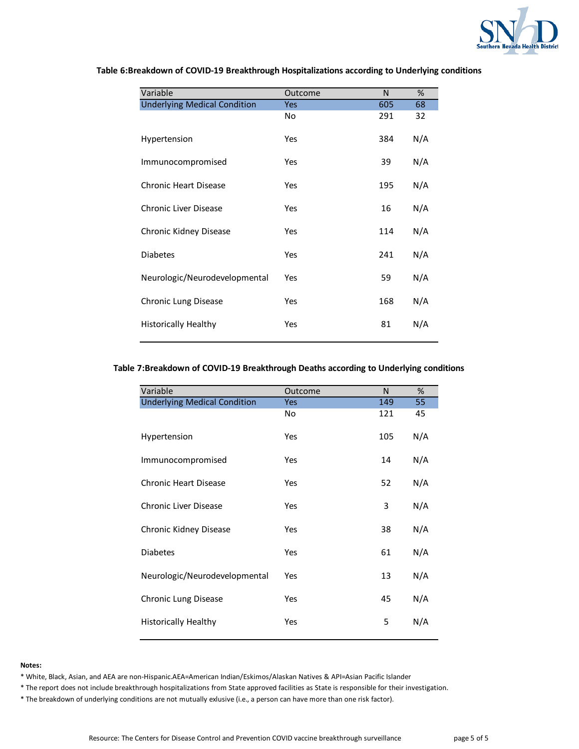**Table 6:Breakdown of COVID-19 Breakthrough Hospitalizations according to Underlying conditions**

| Variable | Outcome | N | % |
|---|---|---|---|
| Underlying Medical Condition | Yes | 605 | 68 |
| | No | 291 | 32 |
| Hypertension | Yes | 384 | N/A |
| Immunocompromised | Yes | 39 | N/A |
| Chronic Heart Disease | Yes | 195 | N/A |
| Chronic Liver Disease | Yes | 16 | N/A |
| Chronic Kidney Disease | Yes | 114 | N/A |
| Diabetes | Yes | 241 | N/A |
| Neurologic/Neurodevelopmental | Yes | 59 | N/A |
| Chronic Lung Disease | Yes | 168 | N/A |
| Historically Healthy | Yes | 81 | N/A |

**Table 7:Breakdown of COVID-19 Breakthrough Deaths according to Underlying conditions**

| Variable | Outcome | N | % |
|---|---|---|---|
| Underlying Medical Condition | Yes | 149 | 55 |
| | No | 121 | 45 |
| Hypertension | Yes | 105 | N/A |
| Immunocompromised | Yes | 14 | N/A |
| Chronic Heart Disease | Yes | 52 | N/A |
| Chronic Liver Disease | Yes | 3 | N/A |
| Chronic Kidney Disease | Yes | 38 | N/A |
| Diabetes | Yes | 61 | N/A |
| Neurologic/Neurodevelopmental | Yes | 13 | N/A |
| Chronic Lung Disease | Yes | 45 | N/A |
| Historically Healthy | Yes | 5 | N/A |

**Notes:**

* White, Black, Asian, and AEA are non-Hispanic.AEA=American Indian/Eskimos/Alaskan Natives & API=Asian Pacific Islander
* The report does not include breakthrough hospitalizations from State approved facilities as State is responsible for their investigation.
* The breakdown of underlying conditions are not mutually exlusive (i.e., a person can have more than one risk factor).

Resource: The Centers for Disease Control and Prevention COVID vaccine breakthrough surveillance